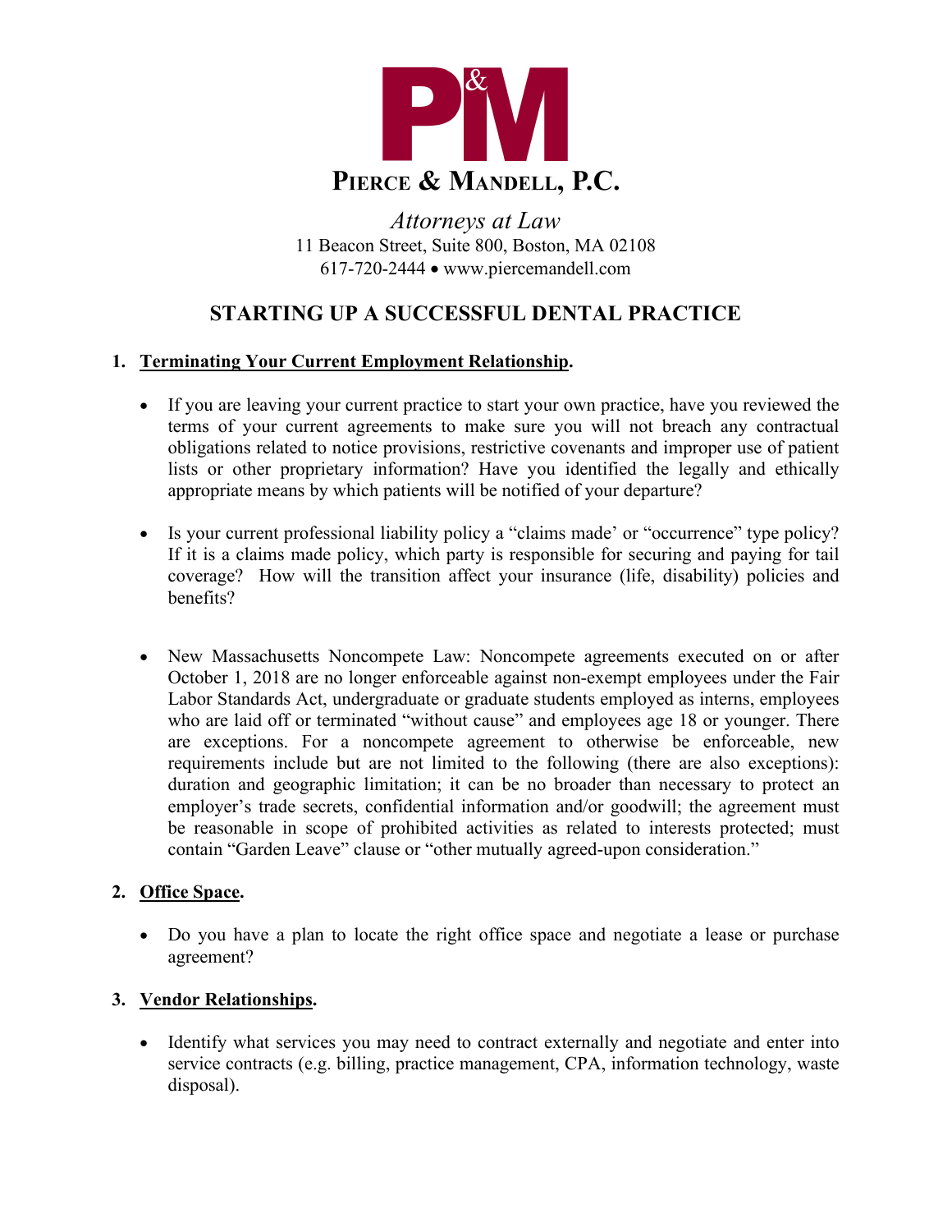# PIERCE & MANDELL, P.C.

*Attorneys at Law*
11 Beacon Street, Suite 800, Boston, MA 02108
617-720-2444 • www.piercemandell.com

## STARTING UP A SUCCESSFUL DENTAL PRACTICE

1. **Terminating Your Current Employment Relationship.**

   - If you are leaving your current practice to start your own practice, have you reviewed the terms of your current agreements to make sure you will not breach any contractual obligations related to notice provisions, restrictive covenants and improper use of patient lists or other proprietary information? Have you identified the legally and ethically appropriate means by which patients will be notified of your departure?

   - Is your current professional liability policy a "claims made' or "occurrence" type policy? If it is a claims made policy, which party is responsible for securing and paying for tail coverage? How will the transition affect your insurance (life, disability) policies and benefits?

   - New Massachusetts Noncompete Law: Noncompete agreements executed on or after October 1, 2018 are no longer enforceable against non-exempt employees under the Fair Labor Standards Act, undergraduate or graduate students employed as interns, employees who are laid off or terminated "without cause" and employees age 18 or younger. There are exceptions. For a noncompete agreement to otherwise be enforceable, new requirements include but are not limited to the following (there are also exceptions): duration and geographic limitation; it can be no broader than necessary to protect an employer's trade secrets, confidential information and/or goodwill; the agreement must be reasonable in scope of prohibited activities as related to interests protected; must contain "Garden Leave" clause or "other mutually agreed-upon consideration."

2. **Office Space.**

   - Do you have a plan to locate the right office space and negotiate a lease or purchase agreement?

3. **Vendor Relationships.**

   - Identify what services you may need to contract externally and negotiate and enter into service contracts (e.g. billing, practice management, CPA, information technology, waste disposal).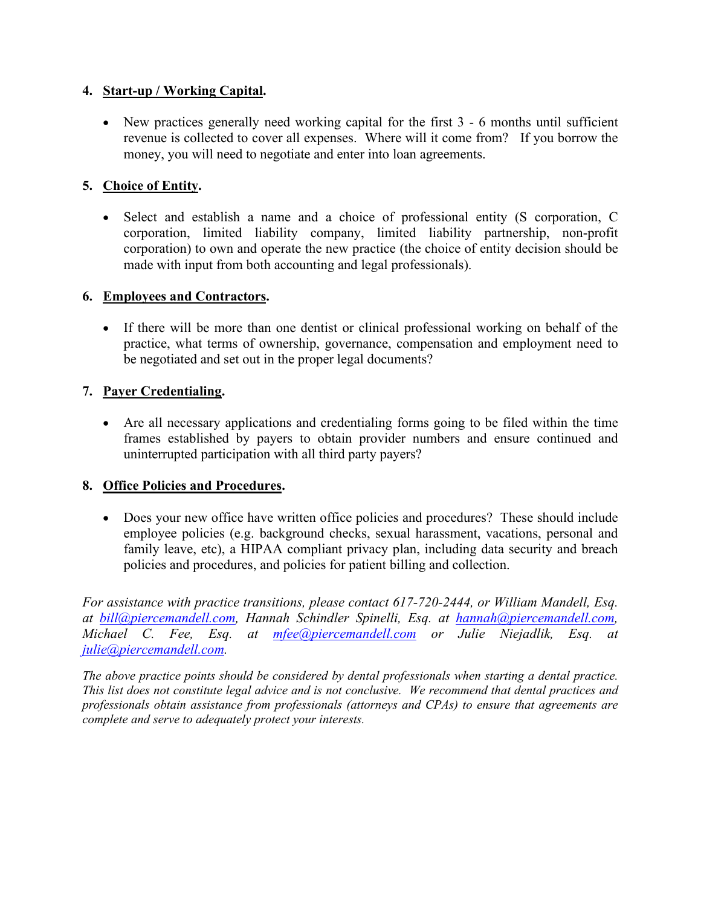4. **Start-up / Working Capital.**

   - New practices generally need working capital for the first 3 - 6 months until sufficient revenue is collected to cover all expenses. Where will it come from? If you borrow the money, you will need to negotiate and enter into loan agreements.

5. **Choice of Entity.**

   - Select and establish a name and a choice of professional entity (S corporation, C corporation, limited liability company, limited liability partnership, non-profit corporation) to own and operate the new practice (the choice of entity decision should be made with input from both accounting and legal professionals).

6. **Employees and Contractors.**

   - If there will be more than one dentist or clinical professional working on behalf of the practice, what terms of ownership, governance, compensation and employment need to be negotiated and set out in the proper legal documents?

7. **Payer Credentialing.**

   - Are all necessary applications and credentialing forms going to be filed within the time frames established by payers to obtain provider numbers and ensure continued and uninterrupted participation with all third party payers?

8. **Office Policies and Procedures.**

   - Does your new office have written office policies and procedures? These should include employee policies (e.g. background checks, sexual harassment, vacations, personal and family leave, etc), a HIPAA compliant privacy plan, including data security and breach policies and procedures, and policies for patient billing and collection.

*For assistance with practice transitions, please contact 617-720-2444, or William Mandell, Esq. at bill@piercemandell.com, Hannah Schindler Spinelli, Esq. at hannah@piercemandell.com, Michael C. Fee, Esq. at mfee@piercemandell.com or Julie Niejadlik, Esq. at julie@piercemandell.com.*

*The above practice points should be considered by dental professionals when starting a dental practice. This list does not constitute legal advice and is not conclusive. We recommend that dental practices and professionals obtain assistance from professionals (attorneys and CPAs) to ensure that agreements are complete and serve to adequately protect your interests.*